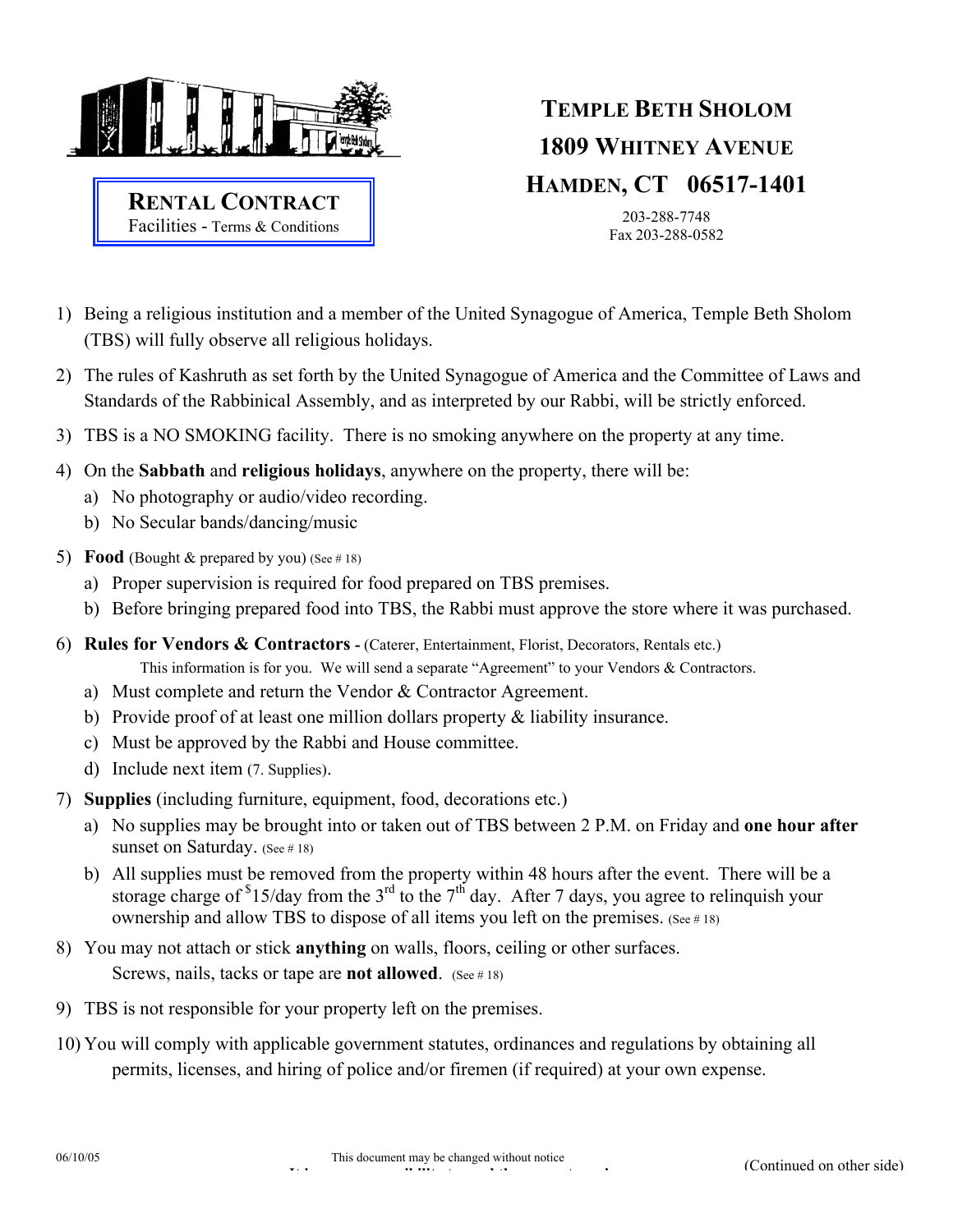# TEMPLE BETH SHOLOM
## 1809 WHITNEY AVENUE
## HAMDEN, CT 06517-1401

203-288-7748
Fax 203-288-0582

**RENTAL CONTRACT**
Facilities - Terms & Conditions

1) Being a religious institution and a member of the United Synagogue of America, Temple Beth Sholom (TBS) will fully observe all religious holidays.
2) The rules of Kashruth as set forth by the United Synagogue of America and the Committee of Laws and Standards of the Rabbinical Assembly, and as interpreted by our Rabbi, will be strictly enforced.
3) TBS is a NO SMOKING facility. There is no smoking anywhere on the property at any time.
4) On the **Sabbath** and **religious holidays**, anywhere on the property, there will be:
   a) No photography or audio/video recording.
   b) No Secular bands/dancing/music
5) **Food** (Bought & prepared by you) (See # 18)
   a) Proper supervision is required for food prepared on TBS premises.
   b) Before bringing prepared food into TBS, the Rabbi must approve the store where it was purchased.
6) **Rules for Vendors & Contractors** - (Caterer, Entertainment, Florist, Decorators, Rentals etc.)
   This information is for you. We will send a separate "Agreement" to your Vendors & Contractors.
   a) Must complete and return the Vendor & Contractor Agreement.
   b) Provide proof of at least one million dollars property & liability insurance.
   c) Must be approved by the Rabbi and House committee.
   d) Include next item (7. Supplies).
7) **Supplies** (including furniture, equipment, food, decorations etc.)
   a) No supplies may be brought into or taken out of TBS between 2 P.M. on Friday and **one hour after** sunset on Saturday. (See # 18)
   b) All supplies must be removed from the property within 48 hours after the event. There will be a storage charge of $15/day from the 3rd to the 7th day. After 7 days, you agree to relinquish your ownership and allow TBS to dispose of all items you left on the premises. (See # 18)
8) You may not attach or stick **anything** on walls, floors, ceiling or other surfaces.
   Screws, nails, tacks or tape are **not allowed**. (See # 18)
9) TBS is not responsible for your property left on the premises.
10) You will comply with applicable government statutes, ordinances and regulations by obtaining all permits, licenses, and hiring of police and/or firemen (if required) at your own expense.

06/10/05 This document may be changed without notice (Continued on other side)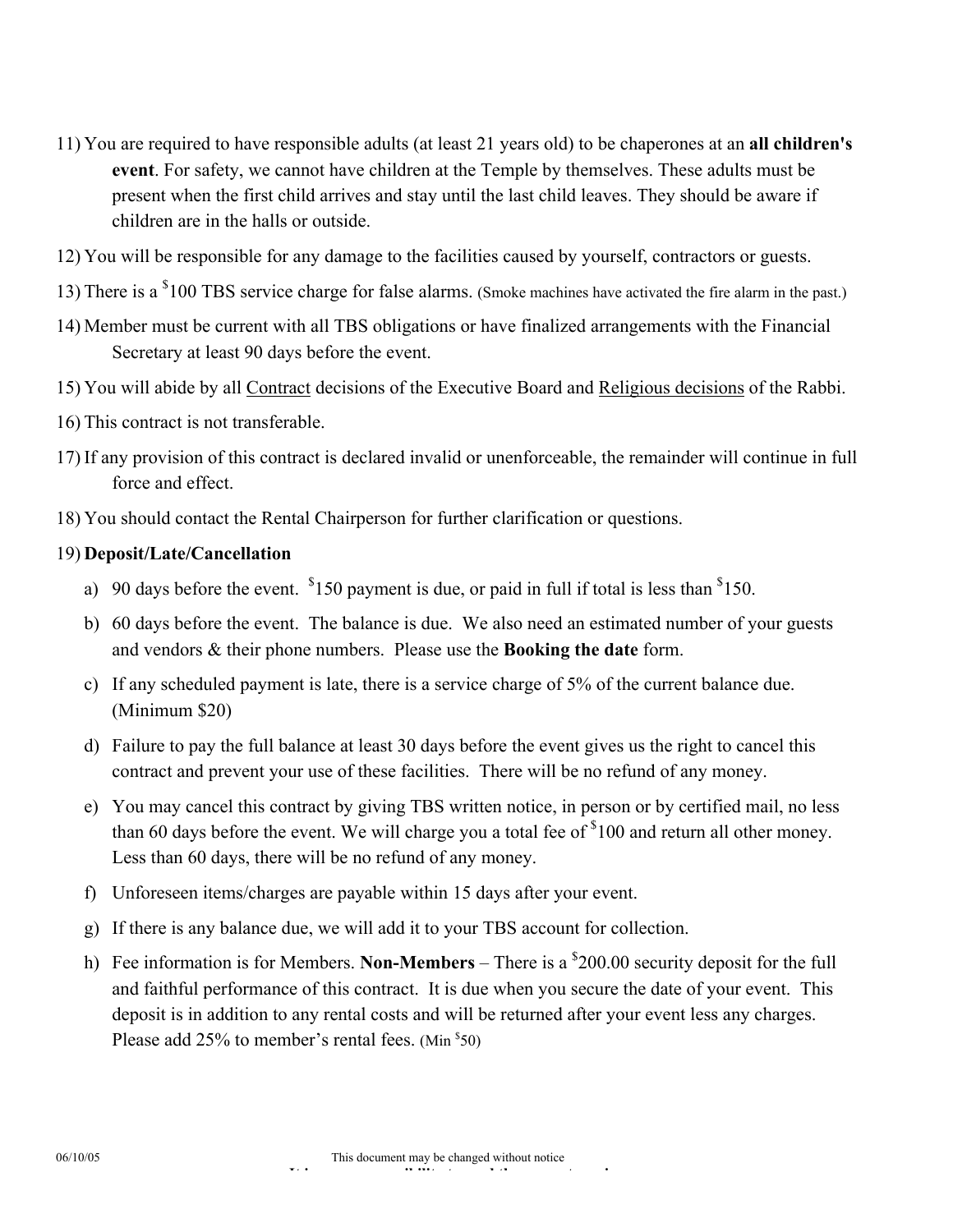11) You are required to have responsible adults (at least 21 years old) to be chaperones at an **all children's event**. For safety, we cannot have children at the Temple by themselves. These adults must be present when the first child arrives and stay until the last child leaves. They should be aware if children are in the halls or outside.

12) You will be responsible for any damage to the facilities caused by yourself, contractors or guests.

13) There is a $100 TBS service charge for false alarms. (Smoke machines have activated the fire alarm in the past.)

14) Member must be current with all TBS obligations or have finalized arrangements with the Financial Secretary at least 90 days before the event.

15) You will abide by all <u>Contract</u> decisions of the Executive Board and <u>Religious decisions</u> of the Rabbi.

16) This contract is not transferable.

17) If any provision of this contract is declared invalid or unenforceable, the remainder will continue in full force and effect.

18) You should contact the Rental Chairperson for further clarification or questions.

19) **Deposit/Late/Cancellation**

   a) 90 days before the event. $150 payment is due, or paid in full if total is less than $150.

   b) 60 days before the event. The balance is due. We also need an estimated number of your guests and vendors & their phone numbers. Please use the **Booking the date** form.

   c) If any scheduled payment is late, there is a service charge of 5% of the current balance due. (Minimum $20)

   d) Failure to pay the full balance at least 30 days before the event gives us the right to cancel this contract and prevent your use of these facilities. There will be no refund of any money.

   e) You may cancel this contract by giving TBS written notice, in person or by certified mail, no less than 60 days before the event. We will charge you a total fee of $100 and return all other money. Less than 60 days, there will be no refund of any money.

   f) Unforeseen items/charges are payable within 15 days after your event.

   g) If there is any balance due, we will add it to your TBS account for collection.

   h) Fee information is for Members. **Non-Members** – There is a $200.00 security deposit for the full and faithful performance of this contract. It is due when you secure the date of your event. This deposit is in addition to any rental costs and will be returned after your event less any charges. Please add 25% to member's rental fees. (Min $50)

06/10/05 This document may be changed without notice